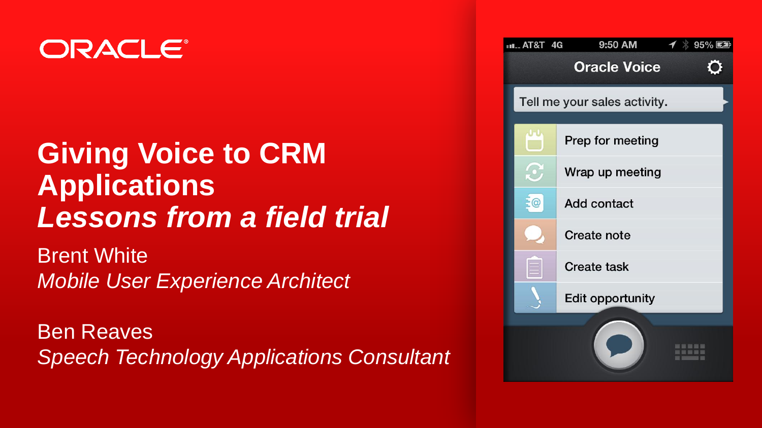ORACLE

# Giving Voice to CRM Applications

## *Lessons from a field trial*

Brent White
*Mobile User Experience Architect*

Ben Reaves
*Speech Technology Applications Consultant*

AT&T 4G 9:50 AM 95%

Oracle Voice

Tell me your sales activity.

- Prep for meeting
- Wrap up meeting
- Add contact
- Create note
- Create task
- Edit opportunity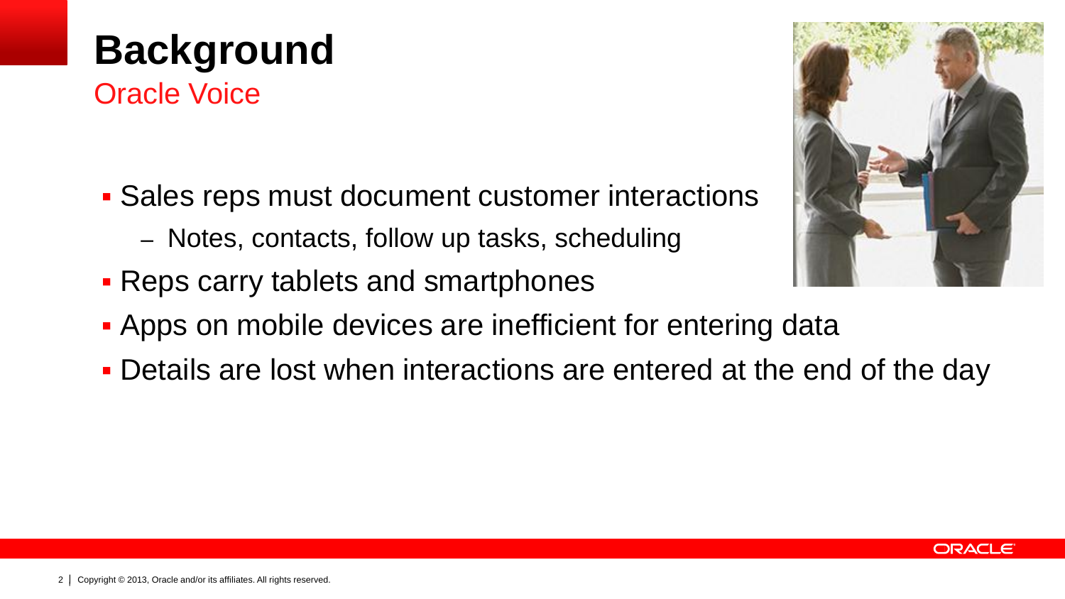# Background

## Oracle Voice

- Sales reps must document customer interactions
  - Notes, contacts, follow up tasks, scheduling
- Reps carry tablets and smartphones
- Apps on mobile devices are inefficient for entering data
- Details are lost when interactions are entered at the end of the day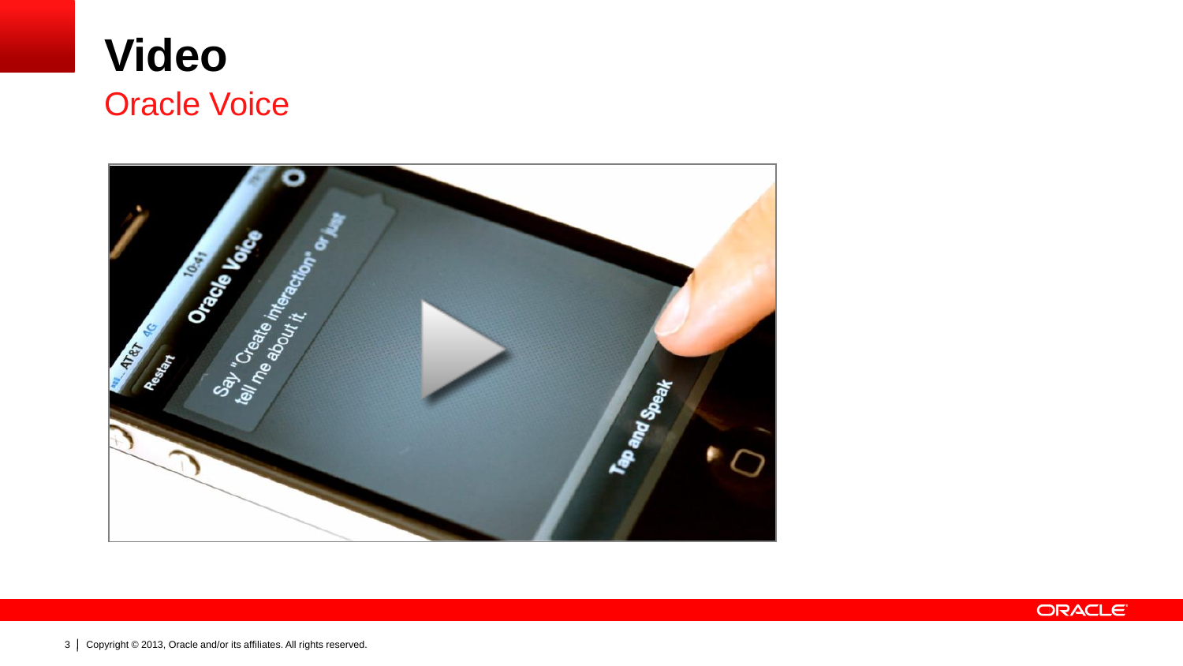# Video

## Oracle Voice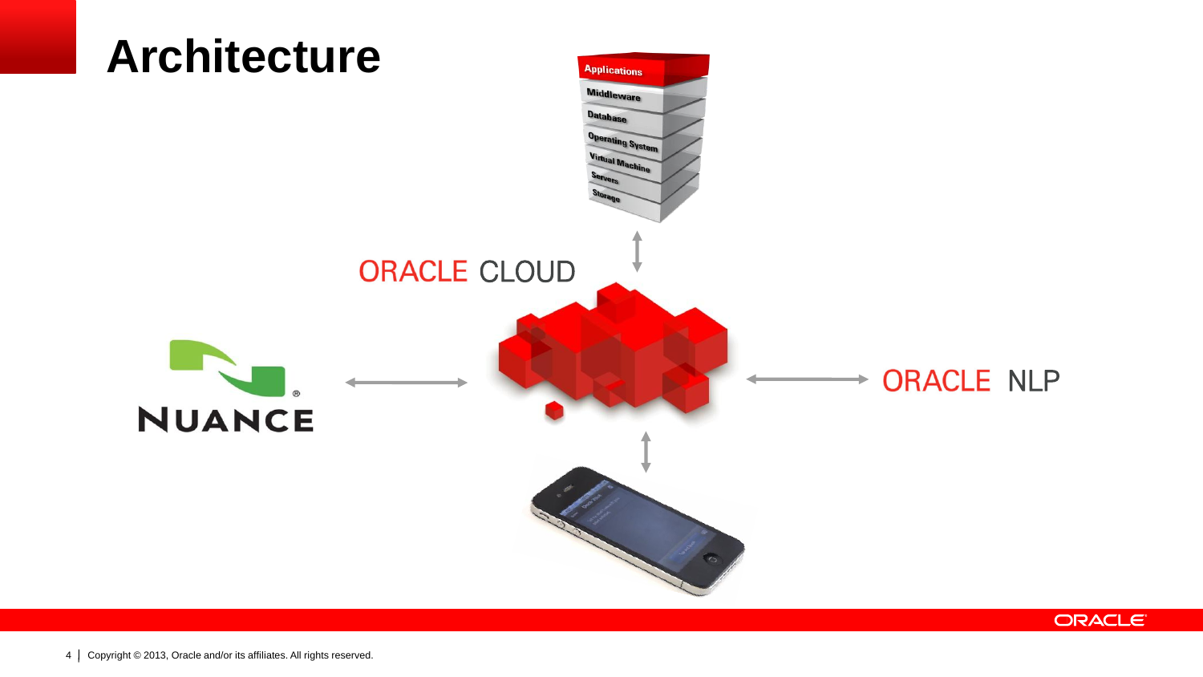# Architecture

Applications
Middleware
Database
Operating System
Virtual Machine
Servers
Storage

ORACLE CLOUD

NUANCE

ORACLE NLP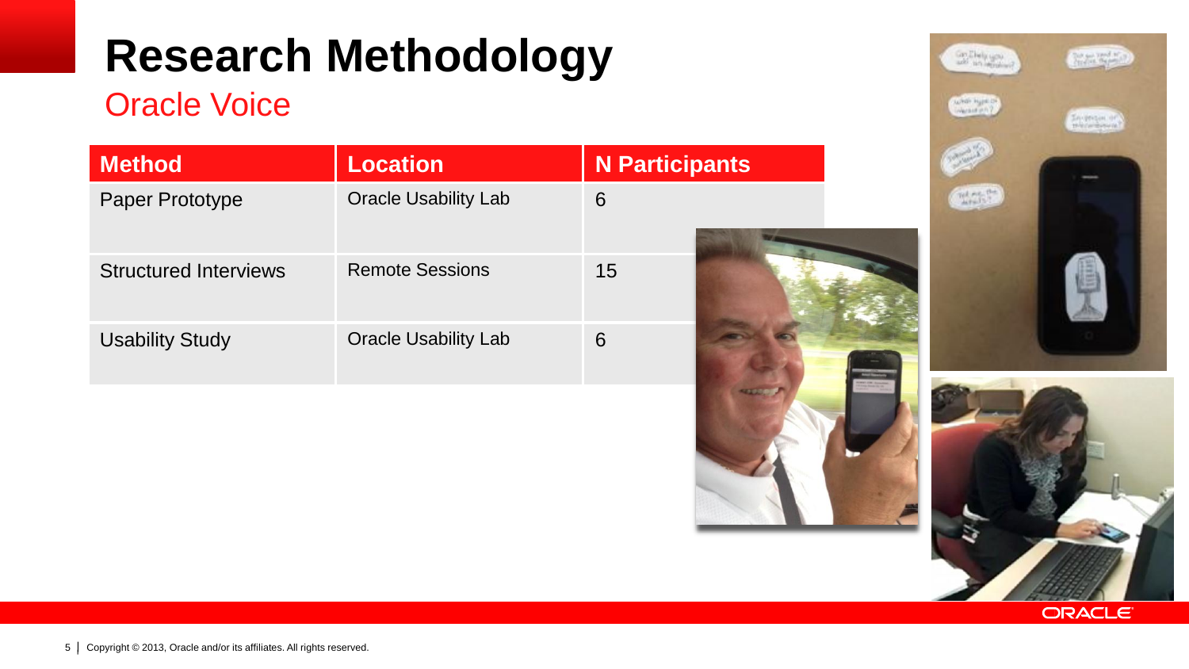# Research Methodology

## Oracle Voice

| Method | Location | N Participants |
|---|---|---|
| Paper Prototype | Oracle Usability Lab | 6 |
| Structured Interviews | Remote Sessions | 15 |
| Usability Study | Oracle Usability Lab | 6 |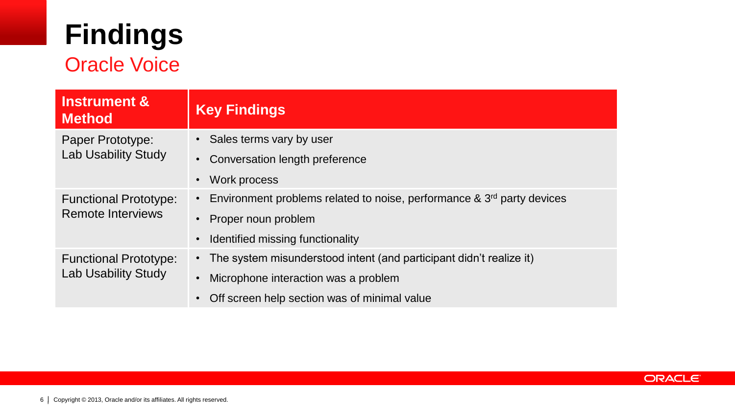# Findings

## Oracle Voice

| Instrument & Method | Key Findings |
| --- | --- |
| Paper Prototype: Lab Usability Study | • Sales terms vary by user<br>• Conversation length preference<br>• Work process |
| Functional Prototype: Remote Interviews | • Environment problems related to noise, performance & 3rd party devices<br>• Proper noun problem<br>• Identified missing functionality |
| Functional Prototype: Lab Usability Study | • The system misunderstood intent (and participant didn't realize it)<br>• Microphone interaction was a problem<br>• Off screen help section was of minimal value |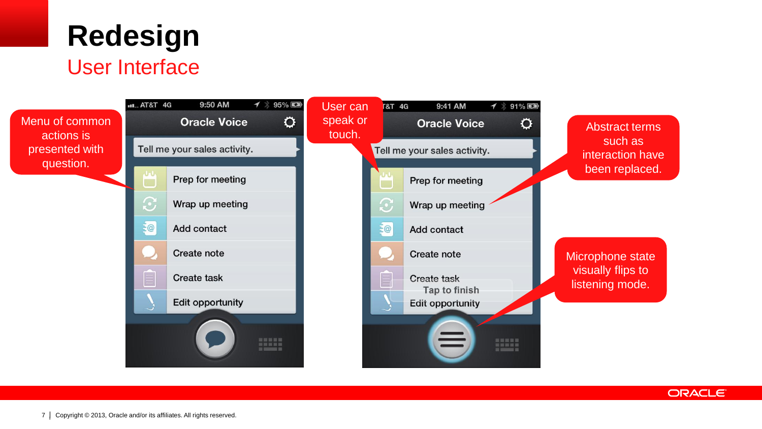# Redesign

## User Interface

Menu of common actions is presented with question.

User can speak or touch.

Abstract terms such as interaction have been replaced.

Microphone state visually flips to listening mode.

AT&T 4G 9:50 AM 95%

Oracle Voice

Tell me your sales activity.

- Prep for meeting
- Wrap up meeting
- Add contact
- Create note
- Create task
- Edit opportunity

T&T 4G 9:41 AM 91%

Oracle Voice

Tell me your sales activity.

- Prep for meeting
- Wrap up meeting
- Add contact
- Create note
- Create task
- Edit opportunity

Tap to finish

Copyright © 2013, Oracle and/or its affiliates. All rights reserved.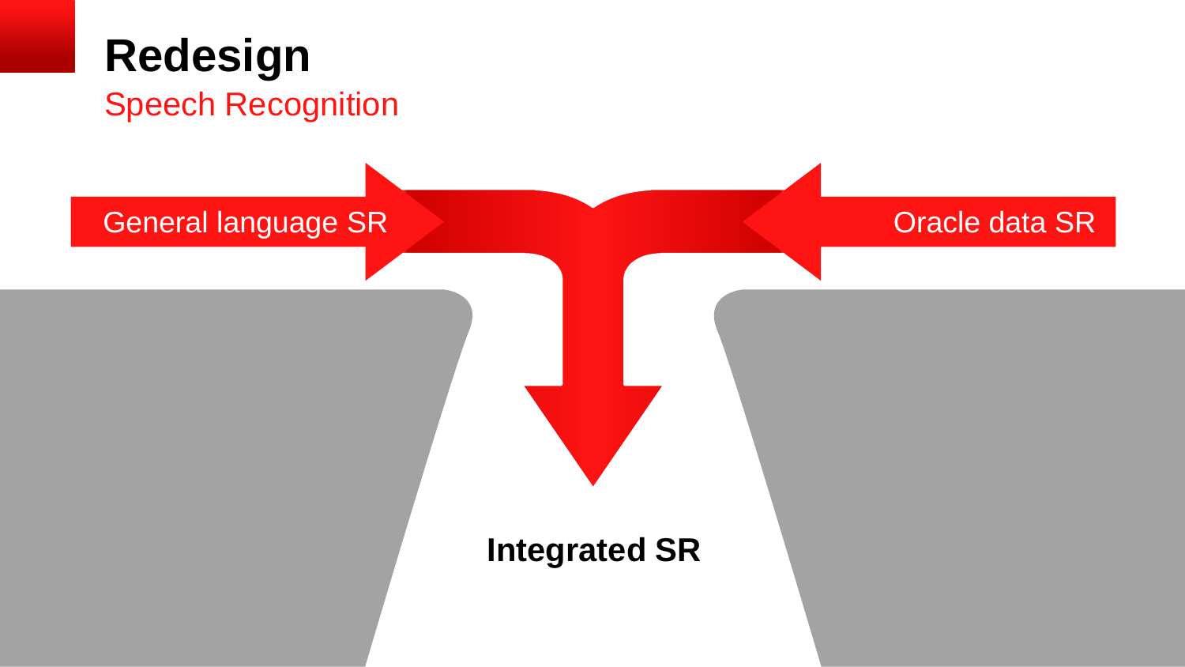# Redesign

## Speech Recognition

General language SR

Oracle data SR

Integrated SR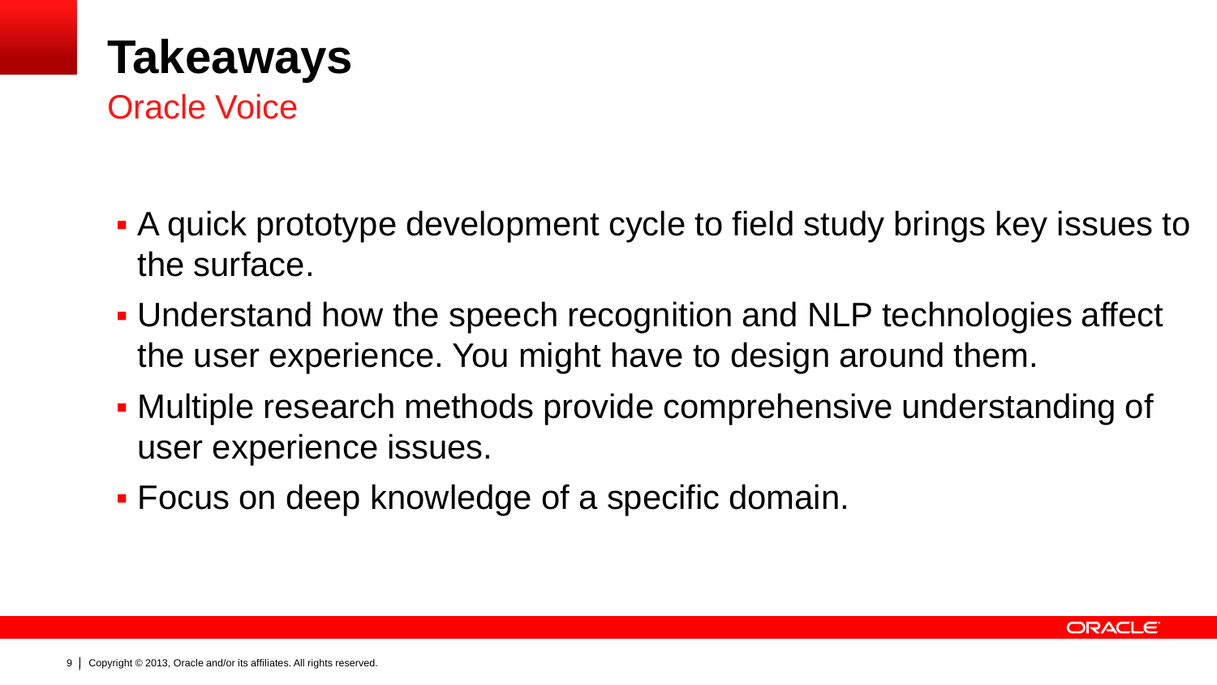# Takeaways

## Oracle Voice

- A quick prototype development cycle to field study brings key issues to the surface.
- Understand how the speech recognition and NLP technologies affect the user experience. You might have to design around them.
- Multiple research methods provide comprehensive understanding of user experience issues.
- Focus on deep knowledge of a specific domain.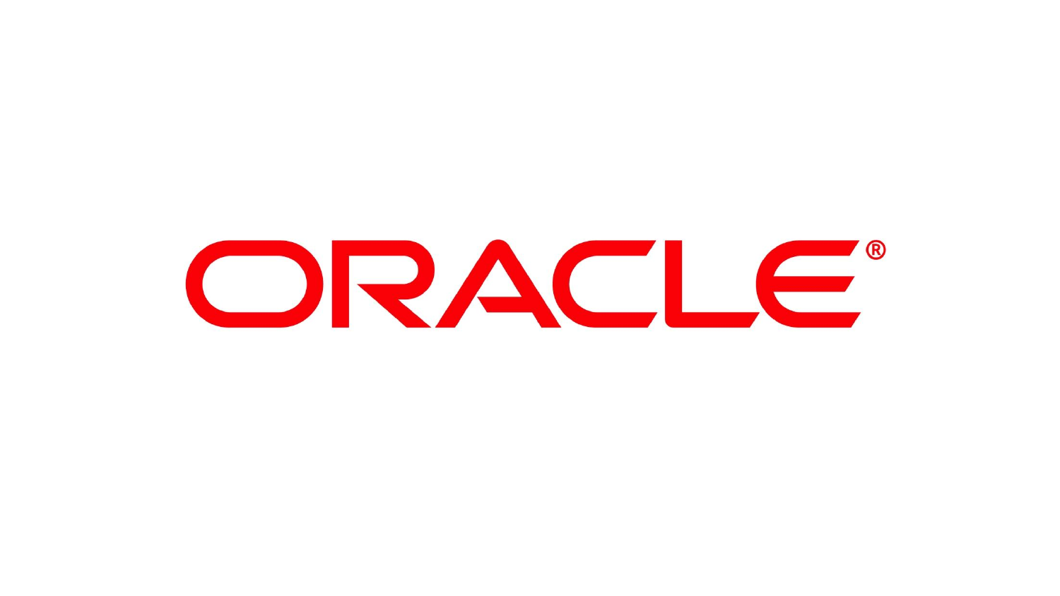ORACLE®